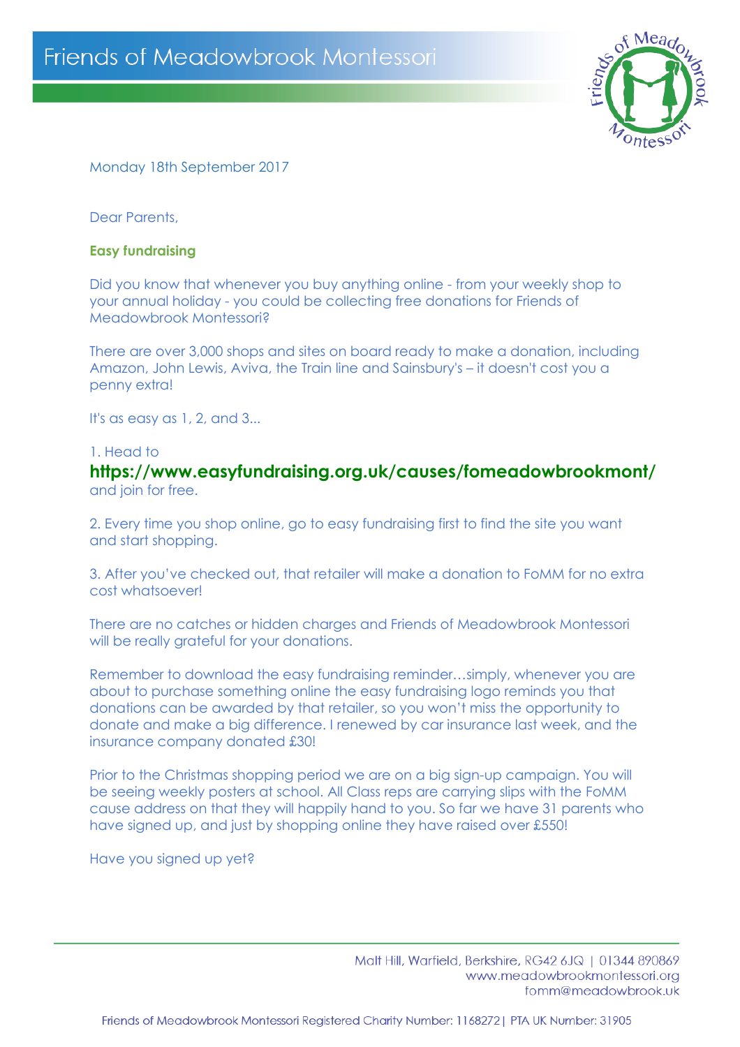# Friends of Meadowbrook Montessori

Monday 18th September 2017

Dear Parents,

**Easy fundraising**

Did you know that whenever you buy anything online - from your weekly shop to your annual holiday - you could be collecting free donations for Friends of Meadowbrook Montessori?

There are over 3,000 shops and sites on board ready to make a donation, including Amazon, John Lewis, Aviva, the Train line and Sainsbury's – it doesn't cost you a penny extra!

It's as easy as 1, 2, and 3...

1. Head to **https://www.easyfundraising.org.uk/causes/fomeadowbrookmont/** and join for free.

2. Every time you shop online, go to easy fundraising first to find the site you want and start shopping.

3. After you've checked out, that retailer will make a donation to FoMM for no extra cost whatsoever!

There are no catches or hidden charges and Friends of Meadowbrook Montessori will be really grateful for your donations.

Remember to download the easy fundraising reminder…simply, whenever you are about to purchase something online the easy fundraising logo reminds you that donations can be awarded by that retailer, so you won't miss the opportunity to donate and make a big difference. I renewed by car insurance last week, and the insurance company donated £30!

Prior to the Christmas shopping period we are on a big sign-up campaign. You will be seeing weekly posters at school. All Class reps are carrying slips with the FoMM cause address on that they will happily hand to you. So far we have 31 parents who have signed up, and just by shopping online they have raised over £550!

Have you signed up yet?

Malt Hill, Warfield, Berkshire, RG42 6JQ | 01344 890869
www.meadowbrookmontessori.org
fomm@meadowbrook.uk

Friends of Meadowbrook Montessori Registered Charity Number: 1168272| PTA UK Number: 31905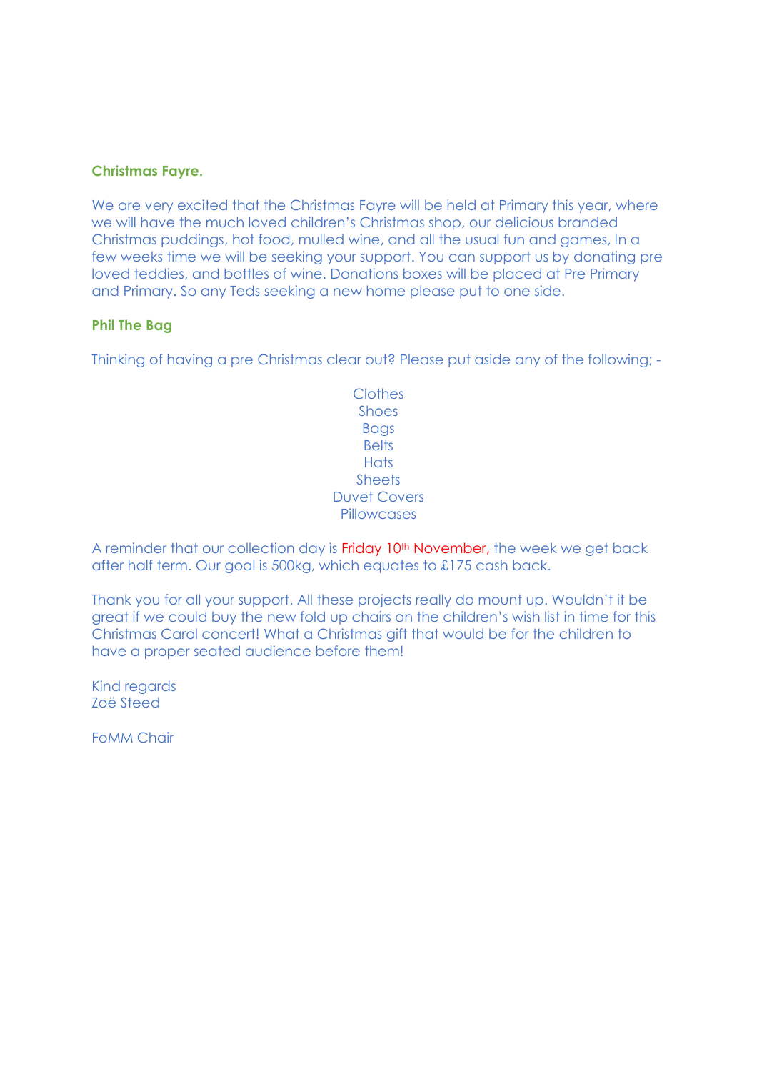**Christmas Fayre.**

We are very excited that the Christmas Fayre will be held at Primary this year, where we will have the much loved children's Christmas shop, our delicious branded Christmas puddings, hot food, mulled wine, and all the usual fun and games, In a few weeks time we will be seeking your support. You can support us by donating pre loved teddies, and bottles of wine. Donations boxes will be placed at Pre Primary and Primary. So any Teds seeking a new home please put to one side.

**Phil The Bag**

Thinking of having a pre Christmas clear out? Please put aside any of the following; -

Clothes
Shoes
Bags
Belts
Hats
Sheets
Duvet Covers
Pillowcases

A reminder that our collection day is Friday 10th November, the week we get back after half term. Our goal is 500kg, which equates to £175 cash back.

Thank you for all your support. All these projects really do mount up. Wouldn't it be great if we could buy the new fold up chairs on the children's wish list in time for this Christmas Carol concert! What a Christmas gift that would be for the children to have a proper seated audience before them!

Kind regards
Zoë Steed

FoMM Chair